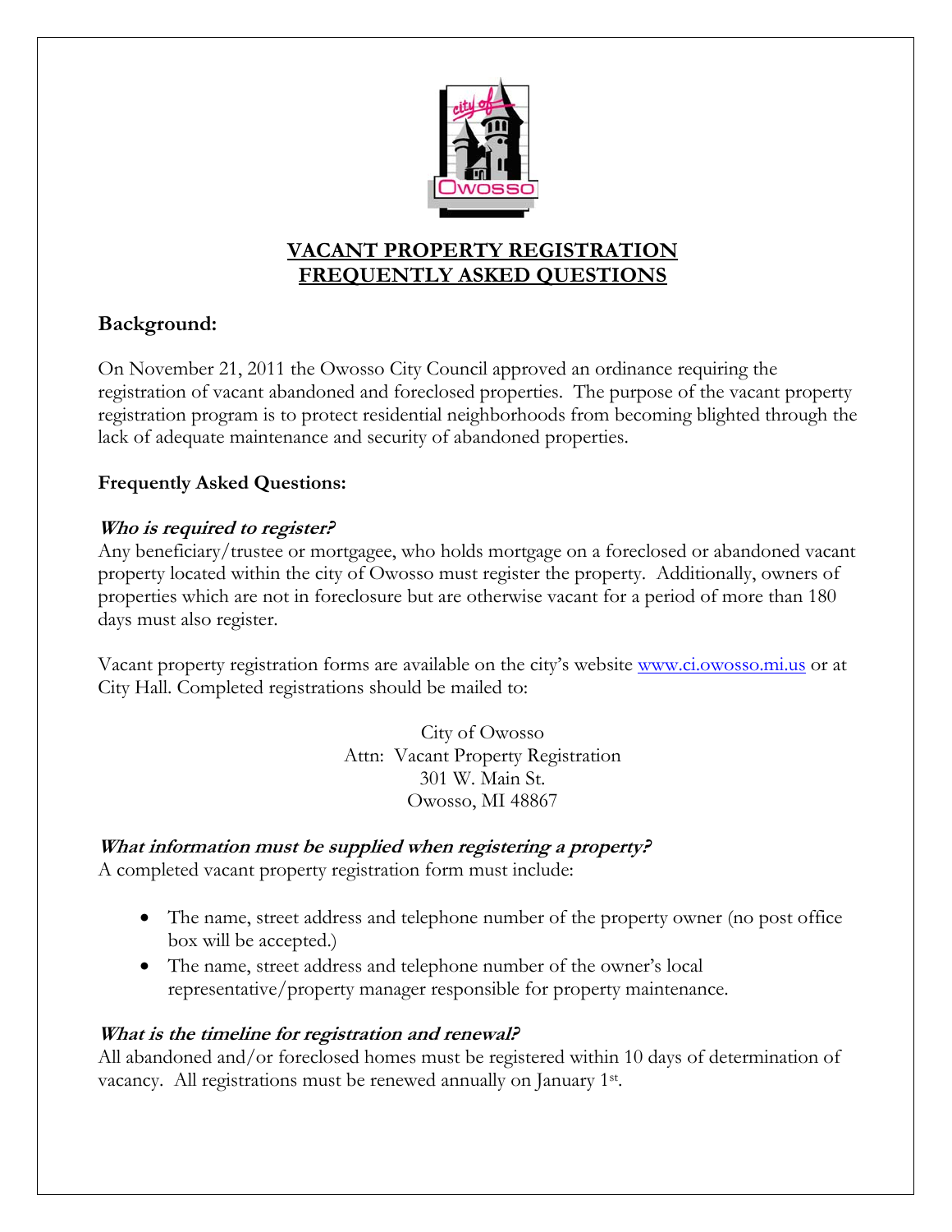# VACANT PROPERTY REGISTRATION FREQUENTLY ASKED QUESTIONS

## Background:

On November 21, 2011 the Owosso City Council approved an ordinance requiring the registration of vacant abandoned and foreclosed properties. The purpose of the vacant property registration program is to protect residential neighborhoods from becoming blighted through the lack of adequate maintenance and security of abandoned properties.

## Frequently Asked Questions:

### *Who is required to register?*

Any beneficiary/trustee or mortgagee, who holds mortgage on a foreclosed or abandoned vacant property located within the city of Owosso must register the property. Additionally, owners of properties which are not in foreclosure but are otherwise vacant for a period of more than 180 days must also register.

Vacant property registration forms are available on the city's website www.ci.owosso.mi.us or at City Hall. Completed registrations should be mailed to:

City of Owosso
Attn: Vacant Property Registration
301 W. Main St.
Owosso, MI 48867

### *What information must be supplied when registering a property?*

A completed vacant property registration form must include:

- The name, street address and telephone number of the property owner (no post office box will be accepted.)
- The name, street address and telephone number of the owner's local representative/property manager responsible for property maintenance.

### *What is the timeline for registration and renewal?*

All abandoned and/or foreclosed homes must be registered within 10 days of determination of vacancy. All registrations must be renewed annually on January 1st.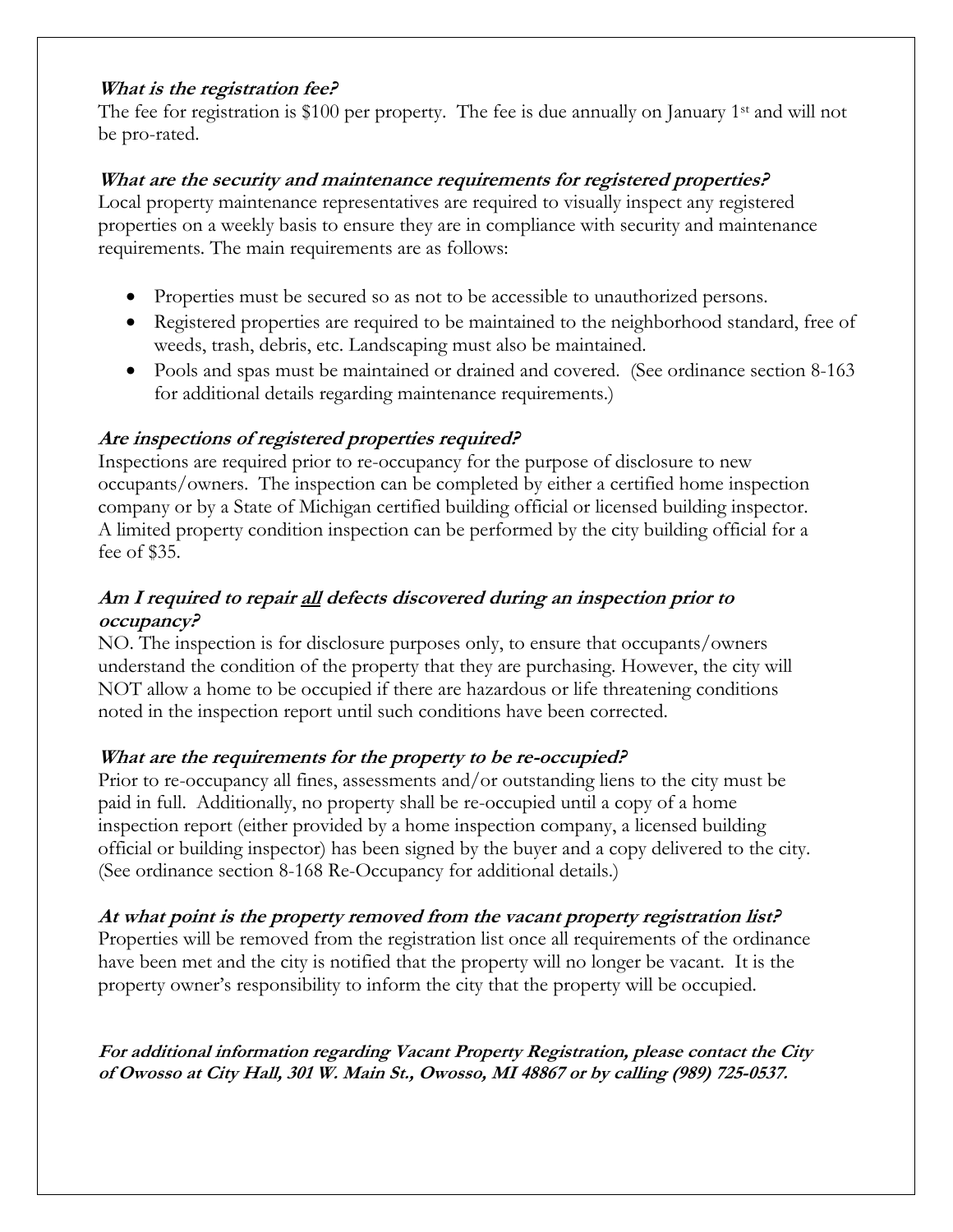***What is the registration fee?***

The fee for registration is $100 per property. The fee is due annually on January 1st and will not be pro-rated.

***What are the security and maintenance requirements for registered properties?***

Local property maintenance representatives are required to visually inspect any registered properties on a weekly basis to ensure they are in compliance with security and maintenance requirements. The main requirements are as follows:

- Properties must be secured so as not to be accessible to unauthorized persons.
- Registered properties are required to be maintained to the neighborhood standard, free of weeds, trash, debris, etc. Landscaping must also be maintained.
- Pools and spas must be maintained or drained and covered. (See ordinance section 8-163 for additional details regarding maintenance requirements.)

***Are inspections of registered properties required?***

Inspections are required prior to re-occupancy for the purpose of disclosure to new occupants/owners. The inspection can be completed by either a certified home inspection company or by a State of Michigan certified building official or licensed building inspector. A limited property condition inspection can be performed by the city building official for a fee of $35.

***Am I required to repair <u>all</u> defects discovered during an inspection prior to occupancy?***

NO. The inspection is for disclosure purposes only, to ensure that occupants/owners understand the condition of the property that they are purchasing. However, the city will NOT allow a home to be occupied if there are hazardous or life threatening conditions noted in the inspection report until such conditions have been corrected.

***What are the requirements for the property to be re-occupied?***

Prior to re-occupancy all fines, assessments and/or outstanding liens to the city must be paid in full. Additionally, no property shall be re-occupied until a copy of a home inspection report (either provided by a home inspection company, a licensed building official or building inspector) has been signed by the buyer and a copy delivered to the city. (See ordinance section 8-168 Re-Occupancy for additional details.)

***At what point is the property removed from the vacant property registration list?***

Properties will be removed from the registration list once all requirements of the ordinance have been met and the city is notified that the property will no longer be vacant. It is the property owner's responsibility to inform the city that the property will be occupied.

***For additional information regarding Vacant Property Registration, please contact the City of Owosso at City Hall, 301 W. Main St., Owosso, MI 48867 or by calling (989) 725-0537.***